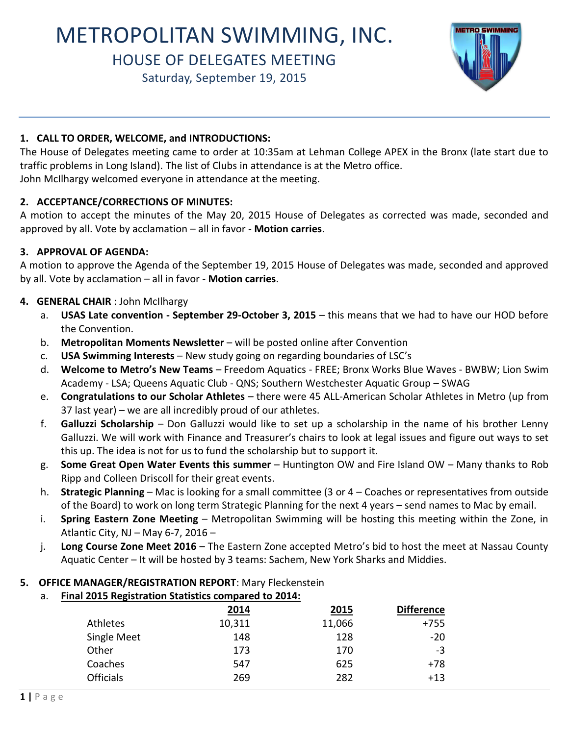# METROPOLITAN SWIMMING, INC.

## HOUSE OF DELEGATES MEETING

Saturday, September 19, 2015

### 1. CALL TO ORDER, WELCOME, and INTRODUCTIONS:

The House of Delegates meeting came to order at 10:35am at Lehman College APEX in the Bronx (late start due to traffic problems in Long Island). The list of Clubs in attendance is at the Metro office.
John McIlhargy welcomed everyone in attendance at the meeting.

### 2. ACCEPTANCE/CORRECTIONS OF MINUTES:

A motion to accept the minutes of the May 20, 2015 House of Delegates as corrected was made, seconded and approved by all. Vote by acclamation – all in favor - **Motion carries**.

### 3. APPROVAL OF AGENDA:

A motion to approve the Agenda of the September 19, 2015 House of Delegates was made, seconded and approved by all. Vote by acclamation – all in favor - **Motion carries**.

### 4. GENERAL CHAIR : John McIlhargy

a. **USAS Late convention - September 29-October 3, 2015** – this means that we had to have our HOD before the Convention.

b. **Metropolitan Moments Newsletter** – will be posted online after Convention

c. **USA Swimming Interests** – New study going on regarding boundaries of LSC's

d. **Welcome to Metro's New Teams** – Freedom Aquatics - FREE; Bronx Works Blue Waves - BWBW; Lion Swim Academy - LSA; Queens Aquatic Club - QNS; Southern Westchester Aquatic Group – SWAG

e. **Congratulations to our Scholar Athletes** – there were 45 ALL-American Scholar Athletes in Metro (up from 37 last year) – we are all incredibly proud of our athletes.

f. **Galluzzi Scholarship** – Don Galluzzi would like to set up a scholarship in the name of his brother Lenny Galluzzi. We will work with Finance and Treasurer's chairs to look at legal issues and figure out ways to set this up. The idea is not for us to fund the scholarship but to support it.

g. **Some Great Open Water Events this summer** – Huntington OW and Fire Island OW – Many thanks to Rob Ripp and Colleen Driscoll for their great events.

h. **Strategic Planning** – Mac is looking for a small committee (3 or 4 – Coaches or representatives from outside of the Board) to work on long term Strategic Planning for the next 4 years – send names to Mac by email.

i. **Spring Eastern Zone Meeting** – Metropolitan Swimming will be hosting this meeting within the Zone, in Atlantic City, NJ – May 6-7, 2016 –

j. **Long Course Zone Meet 2016** – The Eastern Zone accepted Metro's bid to host the meet at Nassau County Aquatic Center – It will be hosted by 3 teams: Sachem, New York Sharks and Middies.

### 5. OFFICE MANAGER/REGISTRATION REPORT: Mary Fleckenstein

a. **Final 2015 Registration Statistics compared to 2014:**

| | 2014 | 2015 | Difference |
|---|---|---|---|
| Athletes | 10,311 | 11,066 | +755 |
| Single Meet | 148 | 128 | -20 |
| Other | 173 | 170 | -3 |
| Coaches | 547 | 625 | +78 |
| Officials | 269 | 282 | +13 |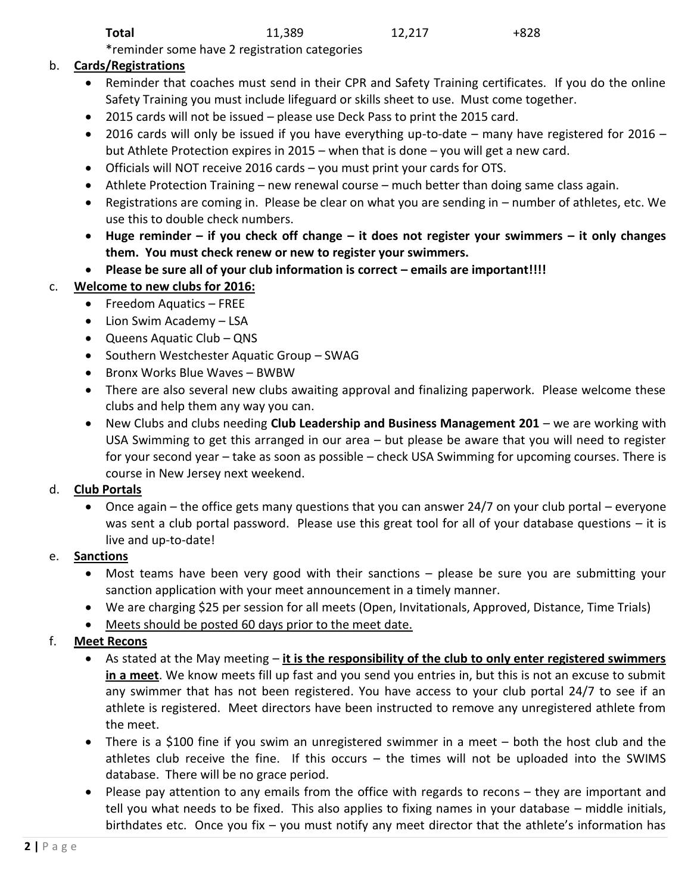| **Total** | 11,389 | 12,217 | +828 |
|---|---|---|---|

*reminder some have 2 registration categories

b. **Cards/Registrations**
   - Reminder that coaches must send in their CPR and Safety Training certificates. If you do the online Safety Training you must include lifeguard or skills sheet to use. Must come together.
   - 2015 cards will not be issued – please use Deck Pass to print the 2015 card.
   - 2016 cards will only be issued if you have everything up-to-date – many have registered for 2016 – but Athlete Protection expires in 2015 – when that is done – you will get a new card.
   - Officials will NOT receive 2016 cards – you must print your cards for OTS.
   - Athlete Protection Training – new renewal course – much better than doing same class again.
   - Registrations are coming in. Please be clear on what you are sending in – number of athletes, etc. We use this to double check numbers.
   - **Huge reminder – if you check off change – it does not register your swimmers – it only changes them. You must check renew or new to register your swimmers.**
   - **Please be sure all of your club information is correct – emails are important!!!!**

c. **Welcome to new clubs for 2016:**
   - Freedom Aquatics – FREE
   - Lion Swim Academy – LSA
   - Queens Aquatic Club – QNS
   - Southern Westchester Aquatic Group – SWAG
   - Bronx Works Blue Waves – BWBW
   - There are also several new clubs awaiting approval and finalizing paperwork. Please welcome these clubs and help them any way you can.
   - New Clubs and clubs needing **Club Leadership and Business Management 201** – we are working with USA Swimming to get this arranged in our area – but please be aware that you will need to register for your second year – take as soon as possible – check USA Swimming for upcoming courses. There is course in New Jersey next weekend.

d. **Club Portals**
   - Once again – the office gets many questions that you can answer 24/7 on your club portal – everyone was sent a club portal password. Please use this great tool for all of your database questions – it is live and up-to-date!

e. **Sanctions**
   - Most teams have been very good with their sanctions – please be sure you are submitting your sanction application with your meet announcement in a timely manner.
   - We are charging $25 per session for all meets (Open, Invitationals, Approved, Distance, Time Trials)
   - Meets should be posted 60 days prior to the meet date.

f. **Meet Recons**
   - As stated at the May meeting – **it is the responsibility of the club to only enter registered swimmers in a meet**. We know meets fill up fast and you send you entries in, but this is not an excuse to submit any swimmer that has not been registered. You have access to your club portal 24/7 to see if an athlete is registered. Meet directors have been instructed to remove any unregistered athlete from the meet.
   - There is a $100 fine if you swim an unregistered swimmer in a meet – both the host club and the athletes club receive the fine. If this occurs – the times will not be uploaded into the SWIMS database. There will be no grace period.
   - Please pay attention to any emails from the office with regards to recons – they are important and tell you what needs to be fixed. This also applies to fixing names in your database – middle initials, birthdates etc. Once you fix – you must notify any meet director that the athlete's information has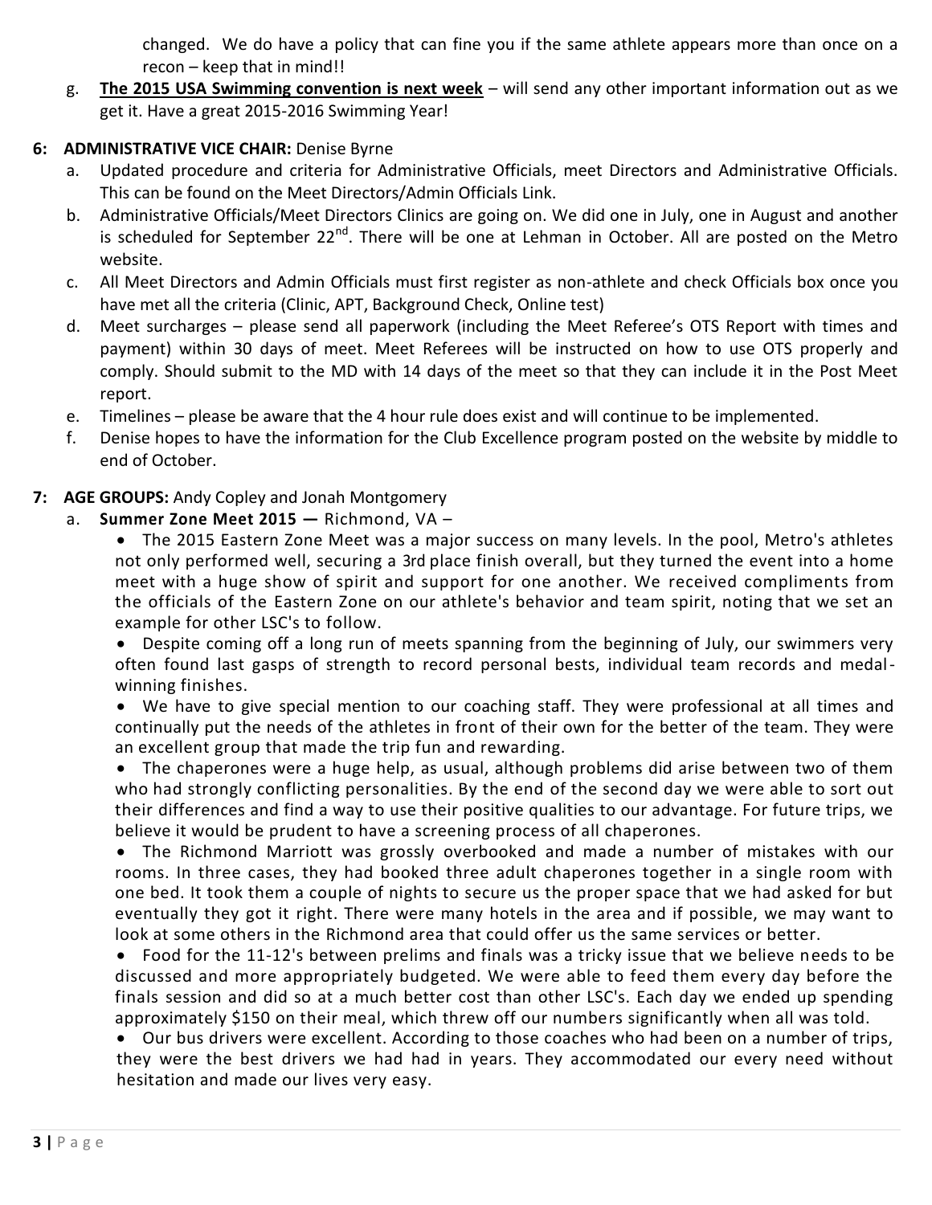changed. We do have a policy that can fine you if the same athlete appears more than once on a recon – keep that in mind!!

g. **The 2015 USA Swimming convention is next week** – will send any other important information out as we get it. Have a great 2015-2016 Swimming Year!

**6: ADMINISTRATIVE VICE CHAIR:** Denise Byrne

a. Updated procedure and criteria for Administrative Officials, meet Directors and Administrative Officials. This can be found on the Meet Directors/Admin Officials Link.

b. Administrative Officials/Meet Directors Clinics are going on. We did one in July, one in August and another is scheduled for September 22nd. There will be one at Lehman in October. All are posted on the Metro website.

c. All Meet Directors and Admin Officials must first register as non-athlete and check Officials box once you have met all the criteria (Clinic, APT, Background Check, Online test)

d. Meet surcharges – please send all paperwork (including the Meet Referee's OTS Report with times and payment) within 30 days of meet. Meet Referees will be instructed on how to use OTS properly and comply. Should submit to the MD with 14 days of the meet so that they can include it in the Post Meet report.

e. Timelines – please be aware that the 4 hour rule does exist and will continue to be implemented.

f. Denise hopes to have the information for the Club Excellence program posted on the website by middle to end of October.

**7: AGE GROUPS:** Andy Copley and Jonah Montgomery

a. **Summer Zone Meet 2015 —** Richmond, VA –

- The 2015 Eastern Zone Meet was a major success on many levels. In the pool, Metro's athletes not only performed well, securing a 3rd place finish overall, but they turned the event into a home meet with a huge show of spirit and support for one another. We received compliments from the officials of the Eastern Zone on our athlete's behavior and team spirit, noting that we set an example for other LSC's to follow.
- Despite coming off a long run of meets spanning from the beginning of July, our swimmers very often found last gasps of strength to record personal bests, individual team records and medal-winning finishes.
- We have to give special mention to our coaching staff. They were professional at all times and continually put the needs of the athletes in front of their own for the better of the team. They were an excellent group that made the trip fun and rewarding.
- The chaperones were a huge help, as usual, although problems did arise between two of them who had strongly conflicting personalities. By the end of the second day we were able to sort out their differences and find a way to use their positive qualities to our advantage. For future trips, we believe it would be prudent to have a screening process of all chaperones.
- The Richmond Marriott was grossly overbooked and made a number of mistakes with our rooms. In three cases, they had booked three adult chaperones together in a single room with one bed. It took them a couple of nights to secure us the proper space that we had asked for but eventually they got it right. There were many hotels in the area and if possible, we may want to look at some others in the Richmond area that could offer us the same services or better.
- Food for the 11-12's between prelims and finals was a tricky issue that we believe needs to be discussed and more appropriately budgeted. We were able to feed them every day before the finals session and did so at a much better cost than other LSC's. Each day we ended up spending approximately $150 on their meal, which threw off our numbers significantly when all was told.
- Our bus drivers were excellent. According to those coaches who had been on a number of trips, they were the best drivers we had had in years. They accommodated our every need without hesitation and made our lives very easy.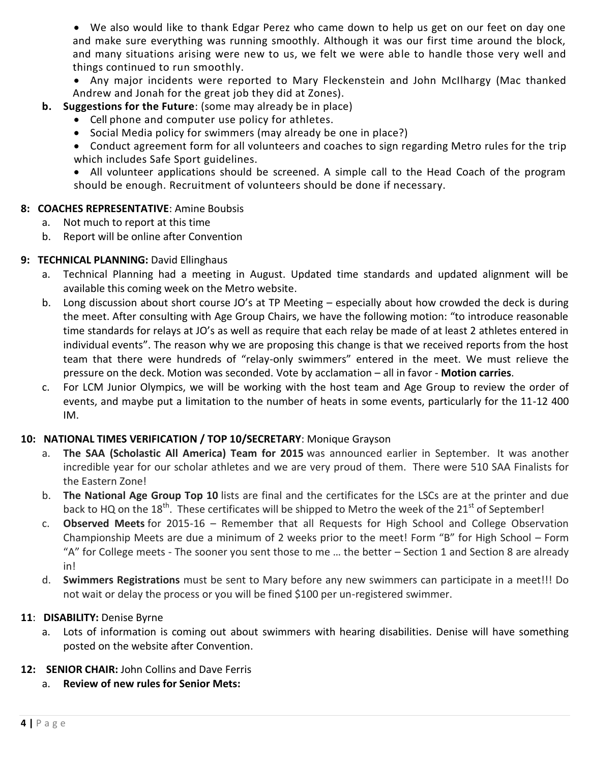- We also would like to thank Edgar Perez who came down to help us get on our feet on day one and make sure everything was running smoothly. Although it was our first time around the block, and many situations arising were new to us, we felt we were able to handle those very well and things continued to run smoothly.
- Any major incidents were reported to Mary Fleckenstein and John McIlhargy (Mac thanked Andrew and Jonah for the great job they did at Zones).

**b. Suggestions for the Future**: (some may already be in place)

- Cell phone and computer use policy for athletes.
- Social Media policy for swimmers (may already be one in place?)
- Conduct agreement form for all volunteers and coaches to sign regarding Metro rules for the trip which includes Safe Sport guidelines.
- All volunteer applications should be screened. A simple call to the Head Coach of the program should be enough. Recruitment of volunteers should be done if necessary.

**8: COACHES REPRESENTATIVE**: Amine Boubsis

a. Not much to report at this time
b. Report will be online after Convention

**9: TECHNICAL PLANNING:** David Ellinghaus

a. Technical Planning had a meeting in August. Updated time standards and updated alignment will be available this coming week on the Metro website.
b. Long discussion about short course JO's at TP Meeting – especially about how crowded the deck is during the meet. After consulting with Age Group Chairs, we have the following motion: "to introduce reasonable time standards for relays at JO's as well as require that each relay be made of at least 2 athletes entered in individual events". The reason why we are proposing this change is that we received reports from the host team that there were hundreds of "relay-only swimmers" entered in the meet. We must relieve the pressure on the deck. Motion was seconded. Vote by acclamation – all in favor - **Motion carries**.
c. For LCM Junior Olympics, we will be working with the host team and Age Group to review the order of events, and maybe put a limitation to the number of heats in some events, particularly for the 11-12 400 IM.

**10: NATIONAL TIMES VERIFICATION / TOP 10/SECRETARY**: Monique Grayson

a. **The SAA (Scholastic All America) Team for 2015** was announced earlier in September. It was another incredible year for our scholar athletes and we are very proud of them. There were 510 SAA Finalists for the Eastern Zone!
b. **The National Age Group Top 10** lists are final and the certificates for the LSCs are at the printer and due back to HQ on the 18th. These certificates will be shipped to Metro the week of the 21st of September!
c. **Observed Meets** for 2015-16 – Remember that all Requests for High School and College Observation Championship Meets are due a minimum of 2 weeks prior to the meet! Form "B" for High School – Form "A" for College meets - The sooner you sent those to me … the better – Section 1 and Section 8 are already in!
d. **Swimmers Registrations** must be sent to Mary before any new swimmers can participate in a meet!!! Do not wait or delay the process or you will be fined $100 per un-registered swimmer.

**11**: **DISABILITY:** Denise Byrne

a. Lots of information is coming out about swimmers with hearing disabilities. Denise will have something posted on the website after Convention.

**12: SENIOR CHAIR:** John Collins and Dave Ferris

a. **Review of new rules for Senior Mets:**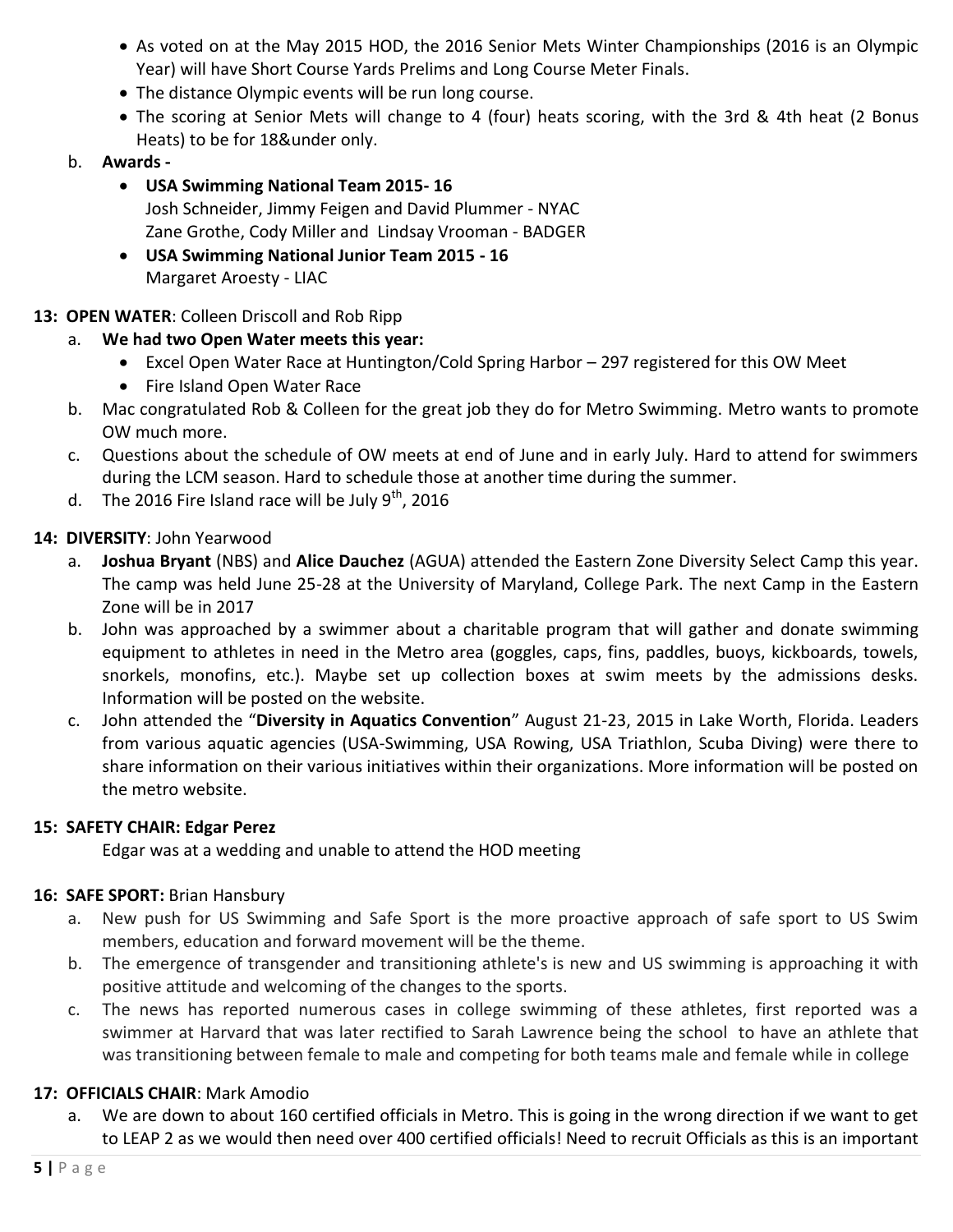- As voted on at the May 2015 HOD, the 2016 Senior Mets Winter Championships (2016 is an Olympic Year) will have Short Course Yards Prelims and Long Course Meter Finals.
- The distance Olympic events will be run long course.
- The scoring at Senior Mets will change to 4 (four) heats scoring, with the 3rd & 4th heat (2 Bonus Heats) to be for 18&under only.

b. **Awards -**

- **USA Swimming National Team 2015- 16**
  Josh Schneider, Jimmy Feigen and David Plummer - NYAC
  Zane Grothe, Cody Miller and Lindsay Vrooman - BADGER
- **USA Swimming National Junior Team 2015 - 16**
  Margaret Aroesty - LIAC

**13: OPEN WATER**: Colleen Driscoll and Rob Ripp

a. **We had two Open Water meets this year:**
   - Excel Open Water Race at Huntington/Cold Spring Harbor – 297 registered for this OW Meet
   - Fire Island Open Water Race

b. Mac congratulated Rob & Colleen for the great job they do for Metro Swimming. Metro wants to promote OW much more.

c. Questions about the schedule of OW meets at end of June and in early July. Hard to attend for swimmers during the LCM season. Hard to schedule those at another time during the summer.

d. The 2016 Fire Island race will be July 9th, 2016

**14: DIVERSITY**: John Yearwood

a. **Joshua Bryant** (NBS) and **Alice Dauchez** (AGUA) attended the Eastern Zone Diversity Select Camp this year. The camp was held June 25-28 at the University of Maryland, College Park. The next Camp in the Eastern Zone will be in 2017

b. John was approached by a swimmer about a charitable program that will gather and donate swimming equipment to athletes in need in the Metro area (goggles, caps, fins, paddles, buoys, kickboards, towels, snorkels, monofins, etc.). Maybe set up collection boxes at swim meets by the admissions desks. Information will be posted on the website.

c. John attended the "**Diversity in Aquatics Convention**" August 21-23, 2015 in Lake Worth, Florida. Leaders from various aquatic agencies (USA-Swimming, USA Rowing, USA Triathlon, Scuba Diving) were there to share information on their various initiatives within their organizations. More information will be posted on the metro website.

**15: SAFETY CHAIR: Edgar Perez**

Edgar was at a wedding and unable to attend the HOD meeting

**16: SAFE SPORT:** Brian Hansbury

a. New push for US Swimming and Safe Sport is the more proactive approach of safe sport to US Swim members, education and forward movement will be the theme.

b. The emergence of transgender and transitioning athlete's is new and US swimming is approaching it with positive attitude and welcoming of the changes to the sports.

c. The news has reported numerous cases in college swimming of these athletes, first reported was a swimmer at Harvard that was later rectified to Sarah Lawrence being the school to have an athlete that was transitioning between female to male and competing for both teams male and female while in college

**17: OFFICIALS CHAIR**: Mark Amodio

a. We are down to about 160 certified officials in Metro. This is going in the wrong direction if we want to get to LEAP 2 as we would then need over 400 certified officials! Need to recruit Officials as this is an important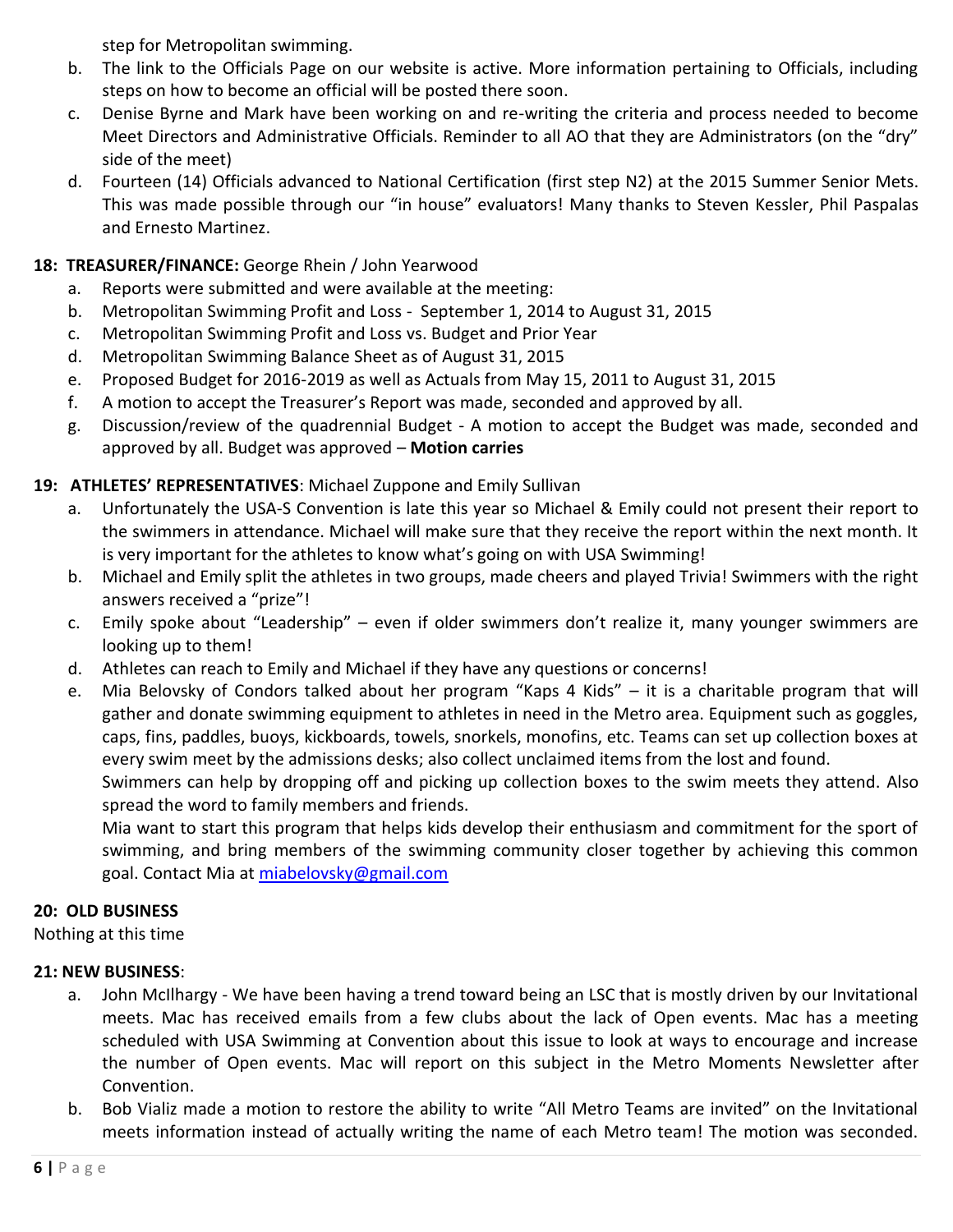step for Metropolitan swimming.

b. The link to the Officials Page on our website is active. More information pertaining to Officials, including steps on how to become an official will be posted there soon.
c. Denise Byrne and Mark have been working on and re-writing the criteria and process needed to become Meet Directors and Administrative Officials. Reminder to all AO that they are Administrators (on the "dry" side of the meet)
d. Fourteen (14) Officials advanced to National Certification (first step N2) at the 2015 Summer Senior Mets. This was made possible through our "in house" evaluators! Many thanks to Steven Kessler, Phil Paspalas and Ernesto Martinez.

**18: TREASURER/FINANCE:** George Rhein / John Yearwood

a. Reports were submitted and were available at the meeting:
b. Metropolitan Swimming Profit and Loss - September 1, 2014 to August 31, 2015
c. Metropolitan Swimming Profit and Loss vs. Budget and Prior Year
d. Metropolitan Swimming Balance Sheet as of August 31, 2015
e. Proposed Budget for 2016-2019 as well as Actuals from May 15, 2011 to August 31, 2015
f. A motion to accept the Treasurer's Report was made, seconded and approved by all.
g. Discussion/review of the quadrennial Budget - A motion to accept the Budget was made, seconded and approved by all. Budget was approved – **Motion carries**

**19: ATHLETES' REPRESENTATIVES**: Michael Zuppone and Emily Sullivan

a. Unfortunately the USA-S Convention is late this year so Michael & Emily could not present their report to the swimmers in attendance. Michael will make sure that they receive the report within the next month. It is very important for the athletes to know what's going on with USA Swimming!
b. Michael and Emily split the athletes in two groups, made cheers and played Trivia! Swimmers with the right answers received a "prize"!
c. Emily spoke about "Leadership" – even if older swimmers don't realize it, many younger swimmers are looking up to them!
d. Athletes can reach to Emily and Michael if they have any questions or concerns!
e. Mia Belovsky of Condors talked about her program "Kaps 4 Kids" – it is a charitable program that will gather and donate swimming equipment to athletes in need in the Metro area. Equipment such as goggles, caps, fins, paddles, buoys, kickboards, towels, snorkels, monofins, etc. Teams can set up collection boxes at every swim meet by the admissions desks; also collect unclaimed items from the lost and found.
   Swimmers can help by dropping off and picking up collection boxes to the swim meets they attend. Also spread the word to family members and friends.
   Mia want to start this program that helps kids develop their enthusiasm and commitment for the sport of swimming, and bring members of the swimming community closer together by achieving this common goal. Contact Mia at miabelovsky@gmail.com

**20: OLD BUSINESS**

Nothing at this time

**21: NEW BUSINESS**:

a. John McIlhargy - We have been having a trend toward being an LSC that is mostly driven by our Invitational meets. Mac has received emails from a few clubs about the lack of Open events. Mac has a meeting scheduled with USA Swimming at Convention about this issue to look at ways to encourage and increase the number of Open events. Mac will report on this subject in the Metro Moments Newsletter after Convention.
b. Bob Vializ made a motion to restore the ability to write "All Metro Teams are invited" on the Invitational meets information instead of actually writing the name of each Metro team! The motion was seconded.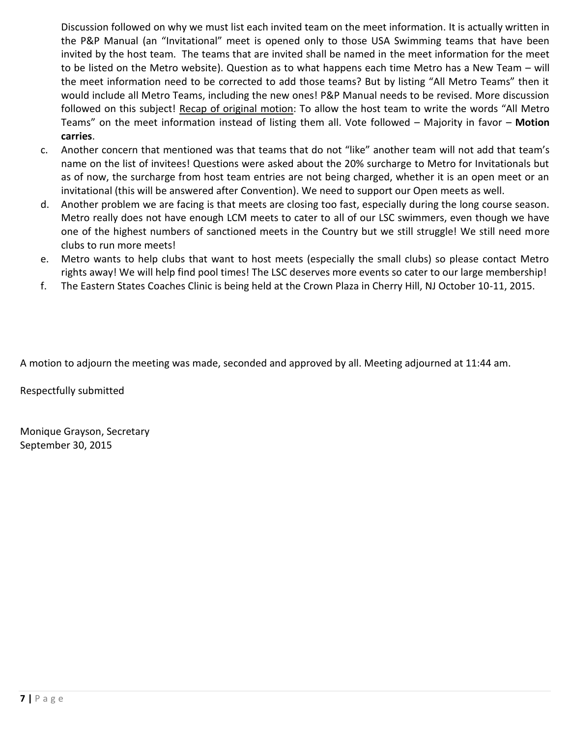Discussion followed on why we must list each invited team on the meet information. It is actually written in the P&P Manual (an "Invitational" meet is opened only to those USA Swimming teams that have been invited by the host team. The teams that are invited shall be named in the meet information for the meet to be listed on the Metro website). Question as to what happens each time Metro has a New Team – will the meet information need to be corrected to add those teams? But by listing "All Metro Teams" then it would include all Metro Teams, including the new ones! P&P Manual needs to be revised. More discussion followed on this subject! <u>Recap of original motion</u>: To allow the host team to write the words "All Metro Teams" on the meet information instead of listing them all. Vote followed – Majority in favor – **Motion carries**.

c. Another concern that mentioned was that teams that do not "like" another team will not add that team's name on the list of invitees! Questions were asked about the 20% surcharge to Metro for Invitationals but as of now, the surcharge from host team entries are not being charged, whether it is an open meet or an invitational (this will be answered after Convention). We need to support our Open meets as well.
d. Another problem we are facing is that meets are closing too fast, especially during the long course season. Metro really does not have enough LCM meets to cater to all of our LSC swimmers, even though we have one of the highest numbers of sanctioned meets in the Country but we still struggle! We still need more clubs to run more meets!
e. Metro wants to help clubs that want to host meets (especially the small clubs) so please contact Metro rights away! We will help find pool times! The LSC deserves more events so cater to our large membership!
f. The Eastern States Coaches Clinic is being held at the Crown Plaza in Cherry Hill, NJ October 10-11, 2015.

A motion to adjourn the meeting was made, seconded and approved by all. Meeting adjourned at 11:44 am.

Respectfully submitted

Monique Grayson, Secretary
September 30, 2015